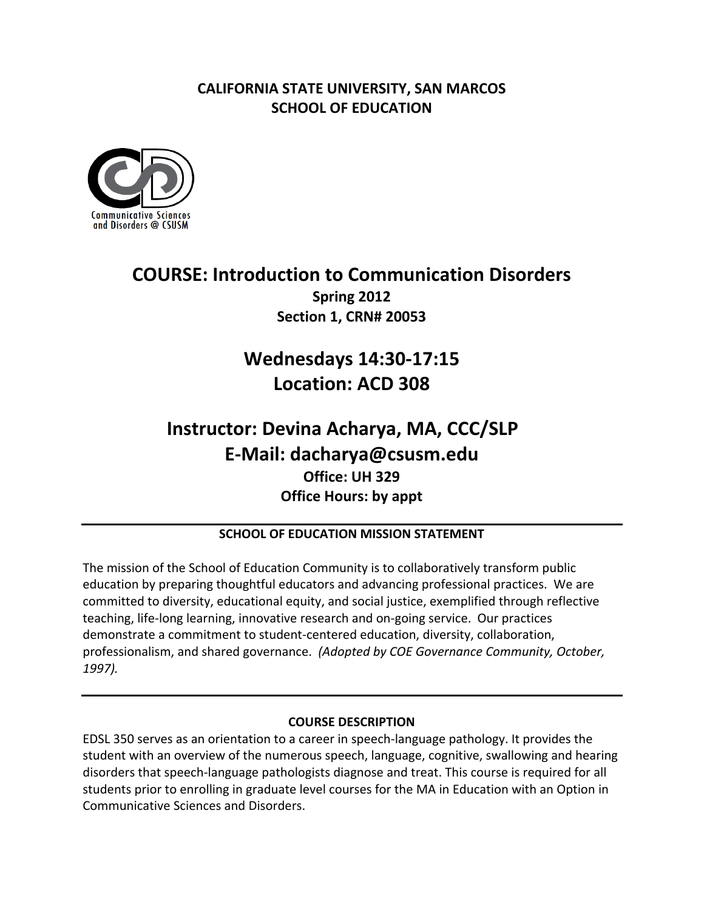**CALIFORNIA STATE UNIVERSITY, SAN MARCOS**
**SCHOOL OF EDUCATION**

Communicative Sciences and Disorders @ CSUSM

# COURSE: Introduction to Communication Disorders

**Spring 2012**
**Section 1, CRN# 20053**

## Wednesdays 14:30-17:15
## Location: ACD 308

## Instructor: Devina Acharya, MA, CCC/SLP
## E-Mail: dacharya@csusm.edu

**Office: UH 329**
**Office Hours: by appt**

---

### SCHOOL OF EDUCATION MISSION STATEMENT

The mission of the School of Education Community is to collaboratively transform public education by preparing thoughtful educators and advancing professional practices. We are committed to diversity, educational equity, and social justice, exemplified through reflective teaching, life-long learning, innovative research and on-going service. Our practices demonstrate a commitment to student-centered education, diversity, collaboration, professionalism, and shared governance. *(Adopted by COE Governance Community, October, 1997).*

---

### COURSE DESCRIPTION

EDSL 350 serves as an orientation to a career in speech-language pathology. It provides the student with an overview of the numerous speech, language, cognitive, swallowing and hearing disorders that speech-language pathologists diagnose and treat. This course is required for all students prior to enrolling in graduate level courses for the MA in Education with an Option in Communicative Sciences and Disorders.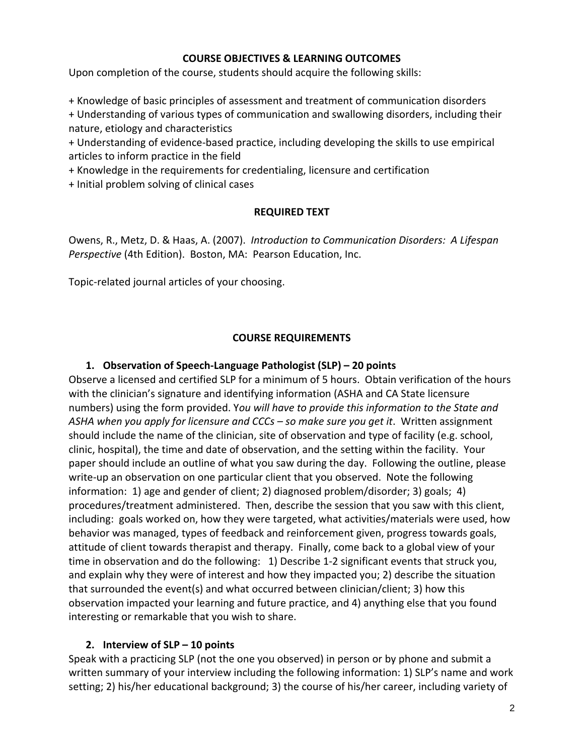## COURSE OBJECTIVES & LEARNING OUTCOMES

Upon completion of the course, students should acquire the following skills:

+ Knowledge of basic principles of assessment and treatment of communication disorders
+ Understanding of various types of communication and swallowing disorders, including their nature, etiology and characteristics
+ Understanding of evidence-based practice, including developing the skills to use empirical articles to inform practice in the field
+ Knowledge in the requirements for credentialing, licensure and certification
+ Initial problem solving of clinical cases

## REQUIRED TEXT

Owens, R., Metz, D. & Haas, A. (2007). *Introduction to Communication Disorders: A Lifespan Perspective* (4th Edition). Boston, MA: Pearson Education, Inc.

Topic-related journal articles of your choosing.

## COURSE REQUIREMENTS

### 1. Observation of Speech-Language Pathologist (SLP) – 20 points

Observe a licensed and certified SLP for a minimum of 5 hours. Obtain verification of the hours with the clinician's signature and identifying information (ASHA and CA State licensure numbers) using the form provided. Y*ou will have to provide this information to the State and ASHA when you apply for licensure and CCCs – so make sure you get it*. Written assignment should include the name of the clinician, site of observation and type of facility (e.g. school, clinic, hospital), the time and date of observation, and the setting within the facility. Your paper should include an outline of what you saw during the day. Following the outline, please write-up an observation on one particular client that you observed. Note the following information: 1) age and gender of client; 2) diagnosed problem/disorder; 3) goals; 4) procedures/treatment administered. Then, describe the session that you saw with this client, including: goals worked on, how they were targeted, what activities/materials were used, how behavior was managed, types of feedback and reinforcement given, progress towards goals, attitude of client towards therapist and therapy. Finally, come back to a global view of your time in observation and do the following: 1) Describe 1-2 significant events that struck you, and explain why they were of interest and how they impacted you; 2) describe the situation that surrounded the event(s) and what occurred between clinician/client; 3) how this observation impacted your learning and future practice, and 4) anything else that you found interesting or remarkable that you wish to share.

### 2. Interview of SLP – 10 points

Speak with a practicing SLP (not the one you observed) in person or by phone and submit a written summary of your interview including the following information: 1) SLP's name and work setting; 2) his/her educational background; 3) the course of his/her career, including variety of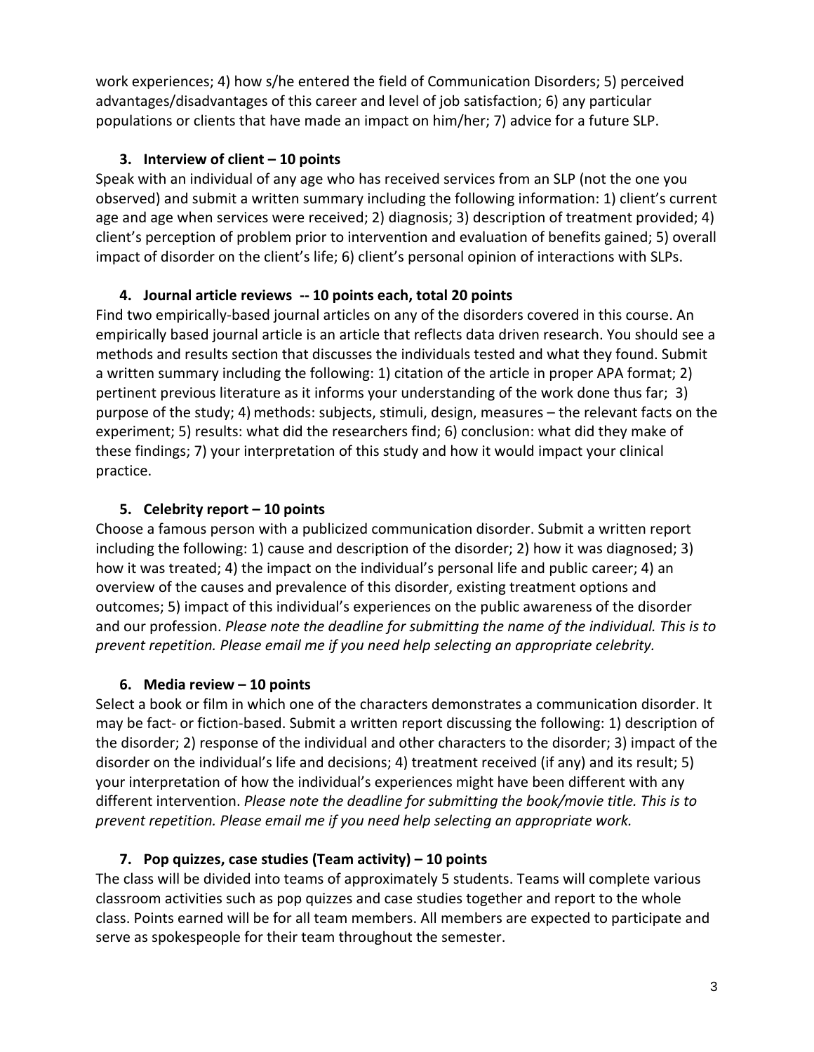work experiences; 4) how s/he entered the field of Communication Disorders; 5) perceived advantages/disadvantages of this career and level of job satisfaction; 6) any particular populations or clients that have made an impact on him/her; 7) advice for a future SLP.

3. **Interview of client – 10 points**

Speak with an individual of any age who has received services from an SLP (not the one you observed) and submit a written summary including the following information: 1) client's current age and age when services were received; 2) diagnosis; 3) description of treatment provided; 4) client's perception of problem prior to intervention and evaluation of benefits gained; 5) overall impact of disorder on the client's life; 6) client's personal opinion of interactions with SLPs.

4. **Journal article reviews -- 10 points each, total 20 points**

Find two empirically-based journal articles on any of the disorders covered in this course. An empirically based journal article is an article that reflects data driven research. You should see a methods and results section that discusses the individuals tested and what they found. Submit a written summary including the following: 1) citation of the article in proper APA format; 2) pertinent previous literature as it informs your understanding of the work done thus far; 3) purpose of the study; 4) methods: subjects, stimuli, design, measures – the relevant facts on the experiment; 5) results: what did the researchers find; 6) conclusion: what did they make of these findings; 7) your interpretation of this study and how it would impact your clinical practice.

5. **Celebrity report – 10 points**

Choose a famous person with a publicized communication disorder. Submit a written report including the following: 1) cause and description of the disorder; 2) how it was diagnosed; 3) how it was treated; 4) the impact on the individual's personal life and public career; 4) an overview of the causes and prevalence of this disorder, existing treatment options and outcomes; 5) impact of this individual's experiences on the public awareness of the disorder and our profession. *Please note the deadline for submitting the name of the individual. This is to prevent repetition. Please email me if you need help selecting an appropriate celebrity.*

6. **Media review – 10 points**

Select a book or film in which one of the characters demonstrates a communication disorder. It may be fact- or fiction-based. Submit a written report discussing the following: 1) description of the disorder; 2) response of the individual and other characters to the disorder; 3) impact of the disorder on the individual's life and decisions; 4) treatment received (if any) and its result; 5) your interpretation of how the individual's experiences might have been different with any different intervention. *Please note the deadline for submitting the book/movie title. This is to prevent repetition. Please email me if you need help selecting an appropriate work.*

7. **Pop quizzes, case studies (Team activity) – 10 points**

The class will be divided into teams of approximately 5 students. Teams will complete various classroom activities such as pop quizzes and case studies together and report to the whole class. Points earned will be for all team members. All members are expected to participate and serve as spokespeople for their team throughout the semester.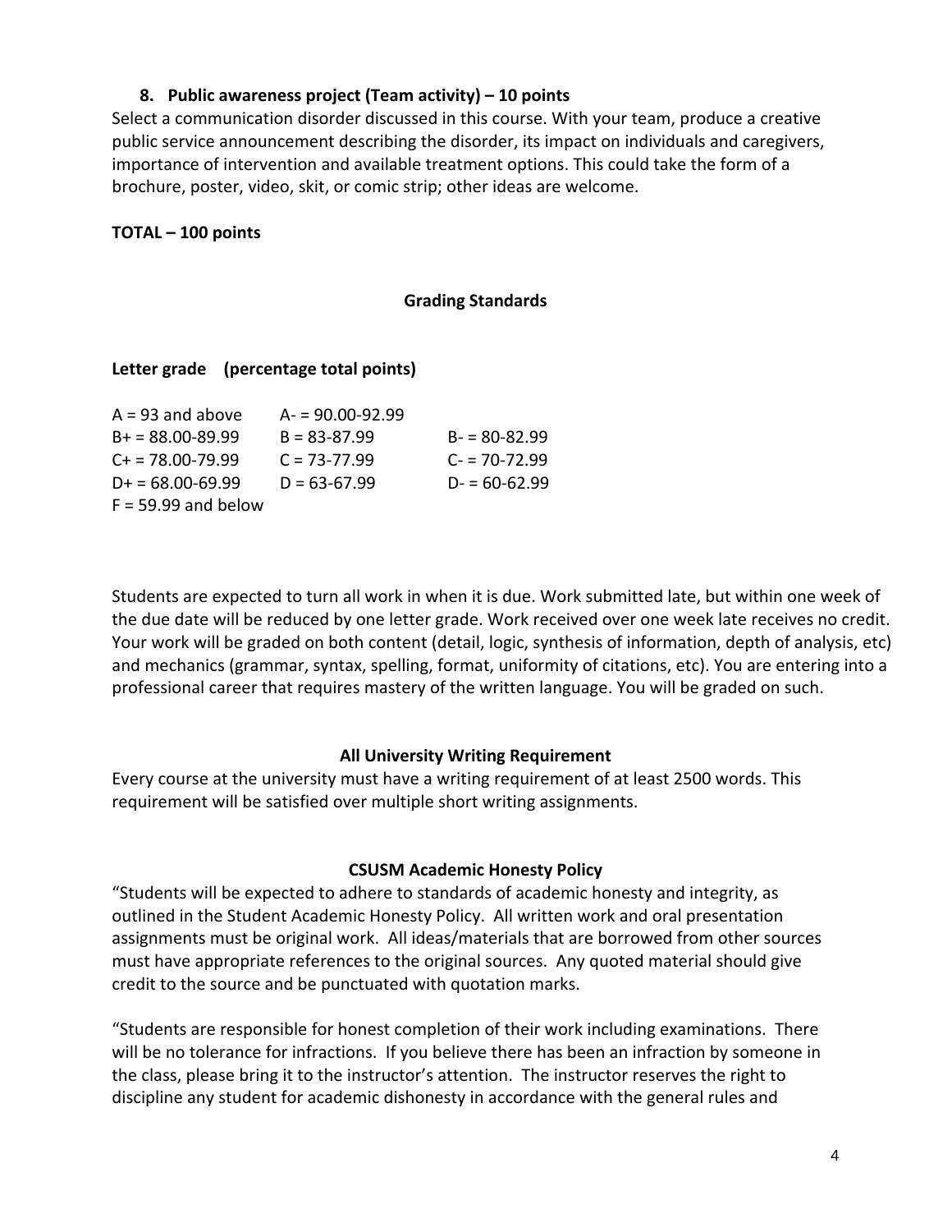**8. Public awareness project (Team activity) – 10 points**

Select a communication disorder discussed in this course. With your team, produce a creative public service announcement describing the disorder, its impact on individuals and caregivers, importance of intervention and available treatment options. This could take the form of a brochure, poster, video, skit, or comic strip; other ideas are welcome.

**TOTAL – 100 points**

## Grading Standards

**Letter grade (percentage total points)**

| | | |
|---|---|---|
| A = 93 and above | A- = 90.00-92.99 | |
| B+ = 88.00-89.99 | B = 83-87.99 | B- = 80-82.99 |
| C+ = 78.00-79.99 | C = 73-77.99 | C- = 70-72.99 |
| D+ = 68.00-69.99 | D = 63-67.99 | D- = 60-62.99 |
| F = 59.99 and below | | |

Students are expected to turn all work in when it is due. Work submitted late, but within one week of the due date will be reduced by one letter grade. Work received over one week late receives no credit. Your work will be graded on both content (detail, logic, synthesis of information, depth of analysis, etc) and mechanics (grammar, syntax, spelling, format, uniformity of citations, etc). You are entering into a professional career that requires mastery of the written language. You will be graded on such.

## All University Writing Requirement

Every course at the university must have a writing requirement of at least 2500 words. This requirement will be satisfied over multiple short writing assignments.

## CSUSM Academic Honesty Policy

"Students will be expected to adhere to standards of academic honesty and integrity, as outlined in the Student Academic Honesty Policy. All written work and oral presentation assignments must be original work. All ideas/materials that are borrowed from other sources must have appropriate references to the original sources. Any quoted material should give credit to the source and be punctuated with quotation marks.

"Students are responsible for honest completion of their work including examinations. There will be no tolerance for infractions. If you believe there has been an infraction by someone in the class, please bring it to the instructor's attention. The instructor reserves the right to discipline any student for academic dishonesty in accordance with the general rules and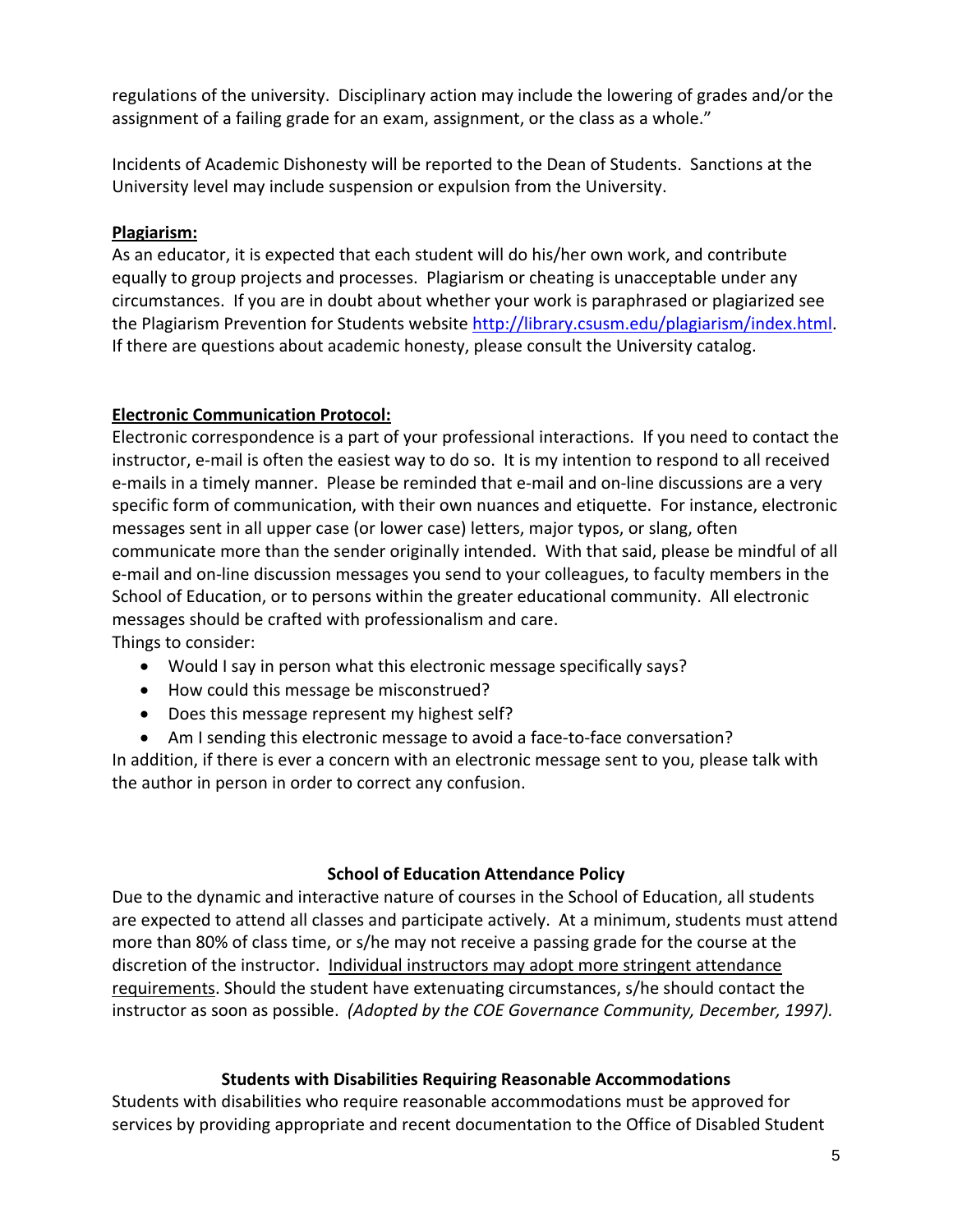regulations of the university. Disciplinary action may include the lowering of grades and/or the assignment of a failing grade for an exam, assignment, or the class as a whole."

Incidents of Academic Dishonesty will be reported to the Dean of Students. Sanctions at the University level may include suspension or expulsion from the University.

**Plagiarism:**

As an educator, it is expected that each student will do his/her own work, and contribute equally to group projects and processes. Plagiarism or cheating is unacceptable under any circumstances. If you are in doubt about whether your work is paraphrased or plagiarized see the Plagiarism Prevention for Students website http://library.csusm.edu/plagiarism/index.html. If there are questions about academic honesty, please consult the University catalog.

**Electronic Communication Protocol:**

Electronic correspondence is a part of your professional interactions. If you need to contact the instructor, e-mail is often the easiest way to do so. It is my intention to respond to all received e-mails in a timely manner. Please be reminded that e-mail and on-line discussions are a very specific form of communication, with their own nuances and etiquette. For instance, electronic messages sent in all upper case (or lower case) letters, major typos, or slang, often communicate more than the sender originally intended. With that said, please be mindful of all e-mail and on-line discussion messages you send to your colleagues, to faculty members in the School of Education, or to persons within the greater educational community. All electronic messages should be crafted with professionalism and care.

Things to consider:

- Would I say in person what this electronic message specifically says?
- How could this message be misconstrued?
- Does this message represent my highest self?
- Am I sending this electronic message to avoid a face-to-face conversation?

In addition, if there is ever a concern with an electronic message sent to you, please talk with the author in person in order to correct any confusion.

## School of Education Attendance Policy

Due to the dynamic and interactive nature of courses in the School of Education, all students are expected to attend all classes and participate actively. At a minimum, students must attend more than 80% of class time, or s/he may not receive a passing grade for the course at the discretion of the instructor. Individual instructors may adopt more stringent attendance requirements. Should the student have extenuating circumstances, s/he should contact the instructor as soon as possible. *(Adopted by the COE Governance Community, December, 1997).*

## Students with Disabilities Requiring Reasonable Accommodations

Students with disabilities who require reasonable accommodations must be approved for services by providing appropriate and recent documentation to the Office of Disabled Student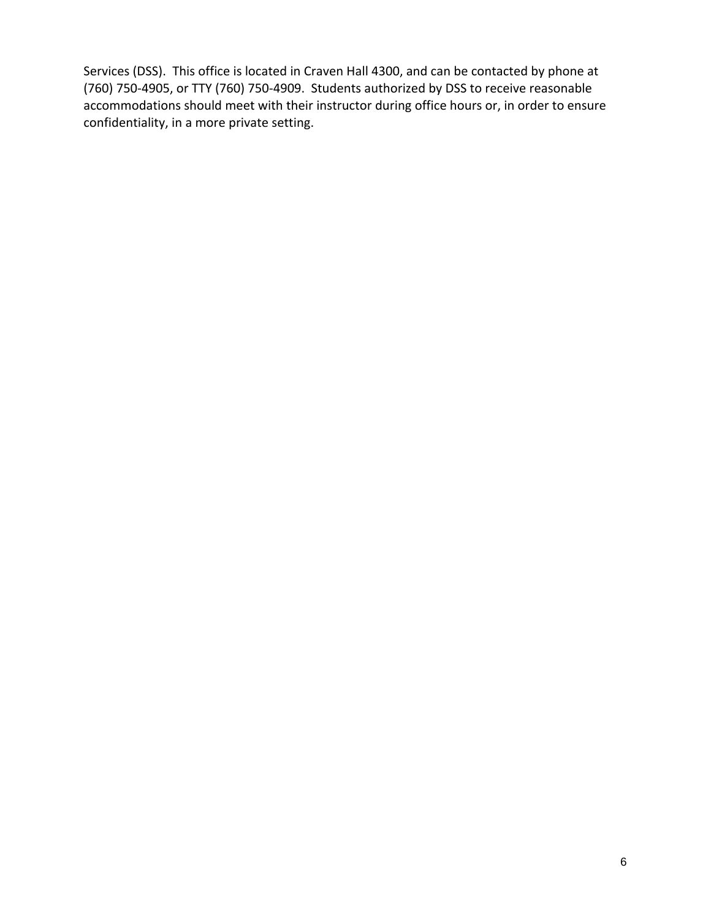Services (DSS). This office is located in Craven Hall 4300, and can be contacted by phone at (760) 750-4905, or TTY (760) 750-4909. Students authorized by DSS to receive reasonable accommodations should meet with their instructor during office hours or, in order to ensure confidentiality, in a more private setting.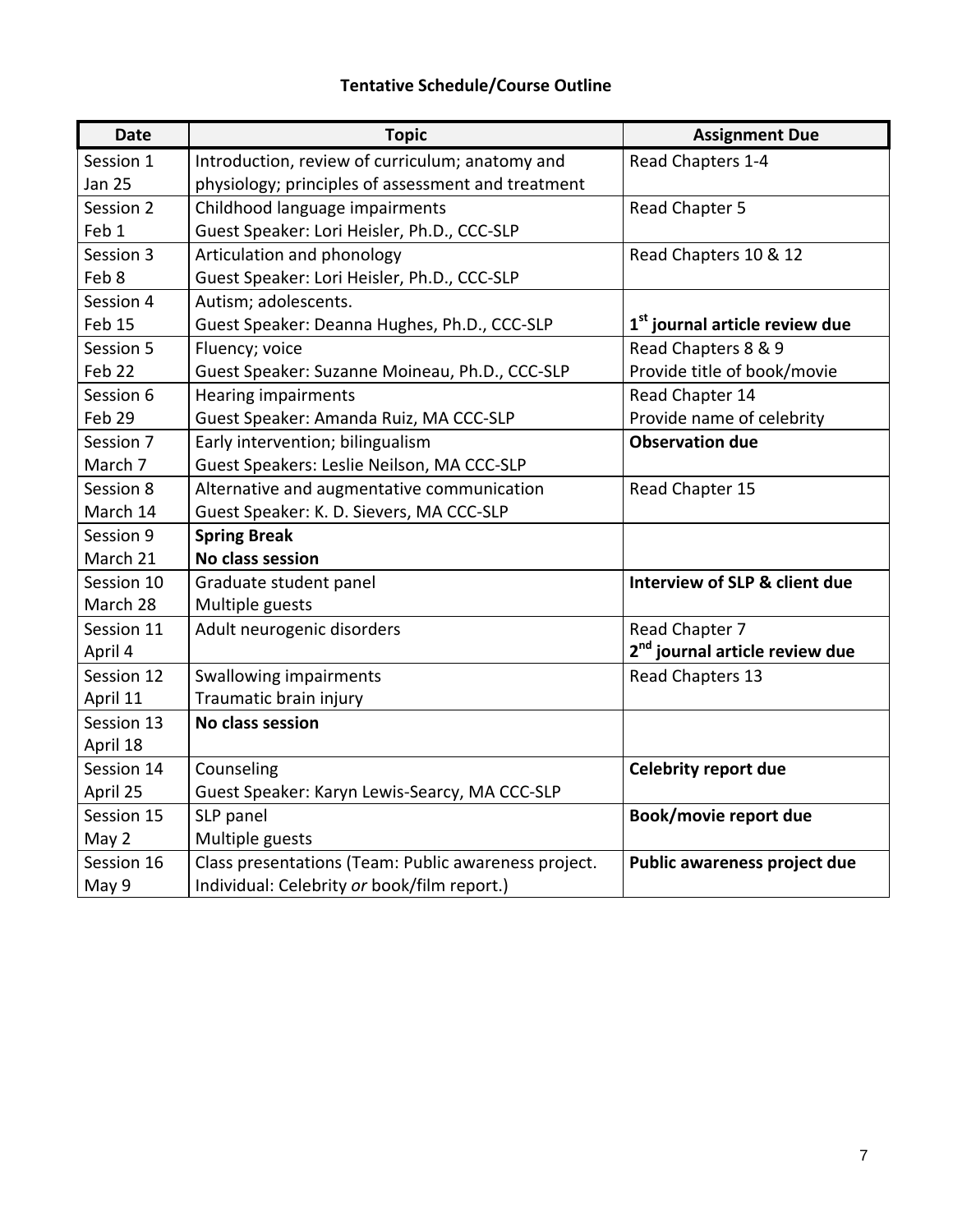**Tentative Schedule/Course Outline**

| Date | Topic | Assignment Due |
|---|---|---|
| Session 1<br>Jan 25 | Introduction, review of curriculum; anatomy and physiology; principles of assessment and treatment | Read Chapters 1-4 |
| Session 2<br>Feb 1 | Childhood language impairments<br>Guest Speaker: Lori Heisler, Ph.D., CCC-SLP | Read Chapter 5 |
| Session 3<br>Feb 8 | Articulation and phonology<br>Guest Speaker: Lori Heisler, Ph.D., CCC-SLP | Read Chapters 10 & 12 |
| Session 4<br>Feb 15 | Autism; adolescents.<br>Guest Speaker: Deanna Hughes, Ph.D., CCC-SLP | **1st journal article review due** |
| Session 5<br>Feb 22 | Fluency; voice<br>Guest Speaker: Suzanne Moineau, Ph.D., CCC-SLP | Read Chapters 8 & 9<br>Provide title of book/movie |
| Session 6<br>Feb 29 | Hearing impairments<br>Guest Speaker: Amanda Ruiz, MA CCC-SLP | Read Chapter 14<br>Provide name of celebrity |
| Session 7<br>March 7 | Early intervention; bilingualism<br>Guest Speakers: Leslie Neilson, MA CCC-SLP | **Observation due** |
| Session 8<br>March 14 | Alternative and augmentative communication<br>Guest Speaker: K. D. Sievers, MA CCC-SLP | Read Chapter 15 |
| Session 9<br>March 21 | **Spring Break**<br>**No class session** | |
| Session 10<br>March 28 | Graduate student panel<br>Multiple guests | **Interview of SLP & client due** |
| Session 11<br>April 4 | Adult neurogenic disorders | Read Chapter 7<br>**2nd journal article review due** |
| Session 12<br>April 11 | Swallowing impairments<br>Traumatic brain injury | Read Chapters 13 |
| Session 13<br>April 18 | **No class session** | |
| Session 14<br>April 25 | Counseling<br>Guest Speaker: Karyn Lewis-Searcy, MA CCC-SLP | **Celebrity report due** |
| Session 15<br>May 2 | SLP panel<br>Multiple guests | **Book/movie report due** |
| Session 16<br>May 9 | Class presentations (Team: Public awareness project. Individual: Celebrity *or* book/film report.) | **Public awareness project due** |